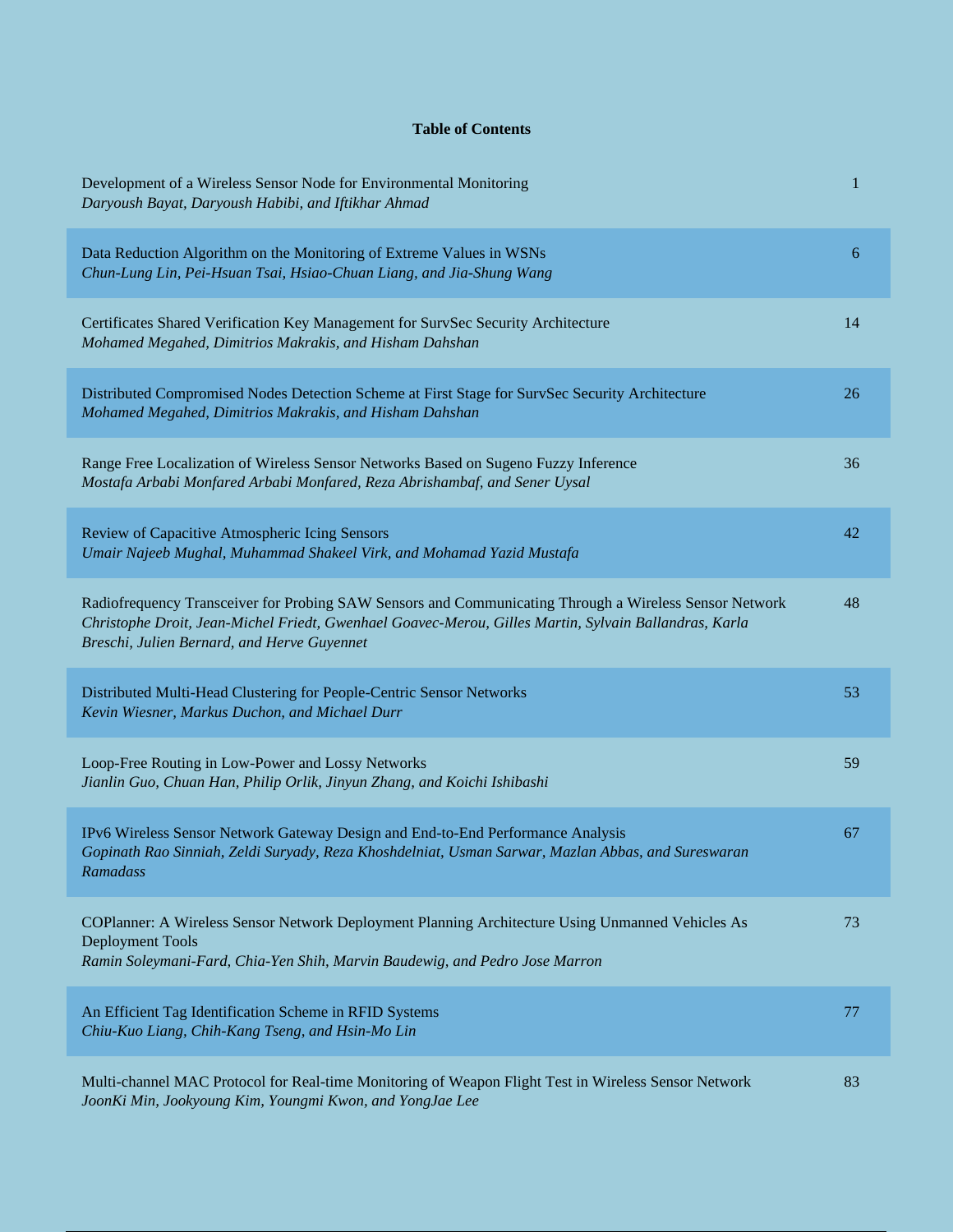**Table of Contents**

| Title / Authors | Page |
|---|---|
| Development of a Wireless Sensor Node for Environmental Monitoring<br>*Daryoush Bayat, Daryoush Habibi, and Iftikhar Ahmad* | 1 |
| Data Reduction Algorithm on the Monitoring of Extreme Values in WSNs<br>*Chun-Lung Lin, Pei-Hsuan Tsai, Hsiao-Chuan Liang, and Jia-Shung Wang* | 6 |
| Certificates Shared Verification Key Management for SurvSec Security Architecture<br>*Mohamed Megahed, Dimitrios Makrakis, and Hisham Dahshan* | 14 |
| Distributed Compromised Nodes Detection Scheme at First Stage for SurvSec Security Architecture<br>*Mohamed Megahed, Dimitrios Makrakis, and Hisham Dahshan* | 26 |
| Range Free Localization of Wireless Sensor Networks Based on Sugeno Fuzzy Inference<br>*Mostafa Arbabi Monfared Arbabi Monfared, Reza Abrishambaf, and Sener Uysal* | 36 |
| Review of Capacitive Atmospheric Icing Sensors<br>*Umair Najeeb Mughal, Muhammad Shakeel Virk, and Mohamad Yazid Mustafa* | 42 |
| Radiofrequency Transceiver for Probing SAW Sensors and Communicating Through a Wireless Sensor Network<br>*Christophe Droit, Jean-Michel Friedt, Gwenhael Goavec-Merou, Gilles Martin, Sylvain Ballandras, Karla Breschi, Julien Bernard, and Herve Guyennet* | 48 |
| Distributed Multi-Head Clustering for People-Centric Sensor Networks<br>*Kevin Wiesner, Markus Duchon, and Michael Durr* | 53 |
| Loop-Free Routing in Low-Power and Lossy Networks<br>*Jianlin Guo, Chuan Han, Philip Orlik, Jinyun Zhang, and Koichi Ishibashi* | 59 |
| IPv6 Wireless Sensor Network Gateway Design and End-to-End Performance Analysis<br>*Gopinath Rao Sinniah, Zeldi Suryady, Reza Khoshdelniat, Usman Sarwar, Mazlan Abbas, and Sureswaran Ramadass* | 67 |
| COPlanner: A Wireless Sensor Network Deployment Planning Architecture Using Unmanned Vehicles As Deployment Tools<br>*Ramin Soleymani-Fard, Chia-Yen Shih, Marvin Baudewig, and Pedro Jose Marron* | 73 |
| An Efficient Tag Identification Scheme in RFID Systems<br>*Chiu-Kuo Liang, Chih-Kang Tseng, and Hsin-Mo Lin* | 77 |
| Multi-channel MAC Protocol for Real-time Monitoring of Weapon Flight Test in Wireless Sensor Network<br>*JoonKi Min, Jookyoung Kim, Youngmi Kwon, and YongJae Lee* | 83 |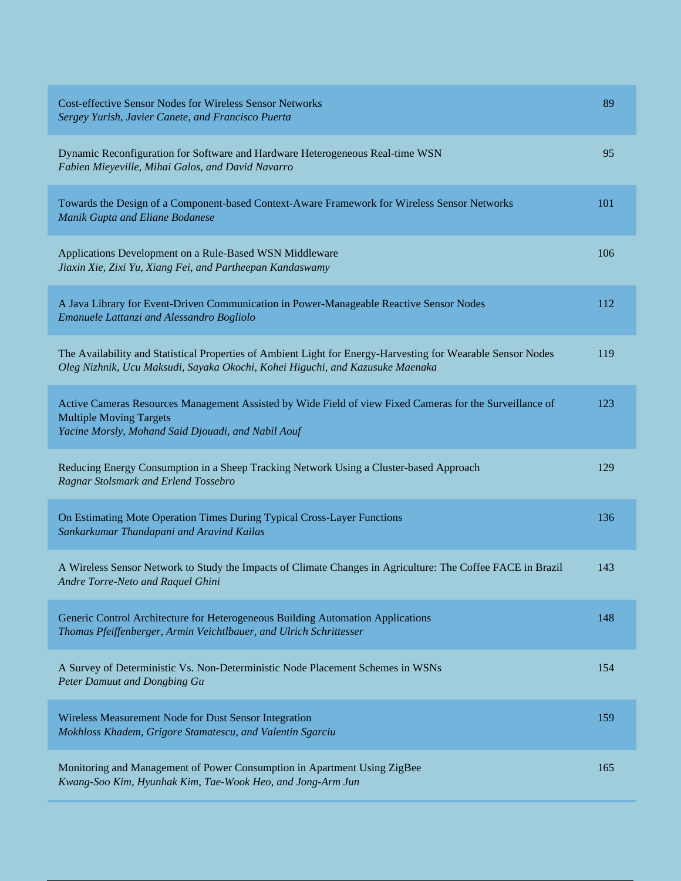| | |
|---|---|
| Cost-effective Sensor Nodes for Wireless Sensor Networks<br>*Sergey Yurish, Javier Canete, and Francisco Puerta* | 89 |
| Dynamic Reconfiguration for Software and Hardware Heterogeneous Real-time WSN<br>*Fabien Mieyeville, Mihai Galos, and David Navarro* | 95 |
| Towards the Design of a Component-based Context-Aware Framework for Wireless Sensor Networks<br>*Manik Gupta and Eliane Bodanese* | 101 |
| Applications Development on a Rule-Based WSN Middleware<br>*Jiaxin Xie, Zixi Yu, Xiang Fei, and Partheepan Kandaswamy* | 106 |
| A Java Library for Event-Driven Communication in Power-Manageable Reactive Sensor Nodes<br>*Emanuele Lattanzi and Alessandro Bogliolo* | 112 |
| The Availability and Statistical Properties of Ambient Light for Energy-Harvesting for Wearable Sensor Nodes<br>*Oleg Nizhnik, Ucu Maksudi, Sayaka Okochi, Kohei Higuchi, and Kazusuke Maenaka* | 119 |
| Active Cameras Resources Management Assisted by Wide Field of view Fixed Cameras for the Surveillance of Multiple Moving Targets<br>*Yacine Morsly, Mohand Said Djouadi, and Nabil Aouf* | 123 |
| Reducing Energy Consumption in a Sheep Tracking Network Using a Cluster-based Approach<br>*Ragnar Stolsmark and Erlend Tossebro* | 129 |
| On Estimating Mote Operation Times During Typical Cross-Layer Functions<br>*Sankarkumar Thandapani and Aravind Kailas* | 136 |
| A Wireless Sensor Network to Study the Impacts of Climate Changes in Agriculture: The Coffee FACE in Brazil<br>*Andre Torre-Neto and Raquel Ghini* | 143 |
| Generic Control Architecture for Heterogeneous Building Automation Applications<br>*Thomas Pfeiffenberger, Armin Veichtlbauer, and Ulrich Schrittesser* | 148 |
| A Survey of Deterministic Vs. Non-Deterministic Node Placement Schemes in WSNs<br>*Peter Damuut and Dongbing Gu* | 154 |
| Wireless Measurement Node for Dust Sensor Integration<br>*Mokhloss Khadem, Grigore Stamatescu, and Valentin Sgarciu* | 159 |
| Monitoring and Management of Power Consumption in Apartment Using ZigBee<br>*Kwang-Soo Kim, Hyunhak Kim, Tae-Wook Heo, and Jong-Arm Jun* | 165 |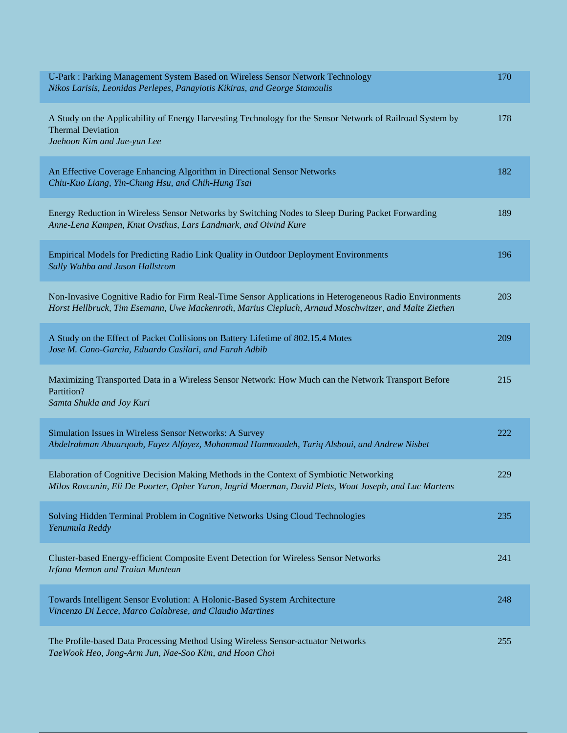| | |
|---|---|
| U-Park : Parking Management System Based on Wireless Sensor Network Technology<br>*Nikos Larisis, Leonidas Perlepes, Panayiotis Kikiras, and George Stamoulis* | 170 |
| A Study on the Applicability of Energy Harvesting Technology for the Sensor Network of Railroad System by Thermal Deviation<br>*Jaehoon Kim and Jae-yun Lee* | 178 |
| An Effective Coverage Enhancing Algorithm in Directional Sensor Networks<br>*Chiu-Kuo Liang, Yin-Chung Hsu, and Chih-Hung Tsai* | 182 |
| Energy Reduction in Wireless Sensor Networks by Switching Nodes to Sleep During Packet Forwarding<br>*Anne-Lena Kampen, Knut Ovsthus, Lars Landmark, and Oivind Kure* | 189 |
| Empirical Models for Predicting Radio Link Quality in Outdoor Deployment Environments<br>*Sally Wahba and Jason Hallstrom* | 196 |
| Non-Invasive Cognitive Radio for Firm Real-Time Sensor Applications in Heterogeneous Radio Environments<br>*Horst Hellbruck, Tim Esemann, Uwe Mackenroth, Marius Ciepluch, Arnaud Moschwitzer, and Malte Ziethen* | 203 |
| A Study on the Effect of Packet Collisions on Battery Lifetime of 802.15.4 Motes<br>*Jose M. Cano-Garcia, Eduardo Casilari, and Farah Adbib* | 209 |
| Maximizing Transported Data in a Wireless Sensor Network: How Much can the Network Transport Before Partition?<br>*Samta Shukla and Joy Kuri* | 215 |
| Simulation Issues in Wireless Sensor Networks: A Survey<br>*Abdelrahman Abuarqoub, Fayez Alfayez, Mohammad Hammoudeh, Tariq Alsboui, and Andrew Nisbet* | 222 |
| Elaboration of Cognitive Decision Making Methods in the Context of Symbiotic Networking<br>*Milos Rovcanin, Eli De Poorter, Opher Yaron, Ingrid Moerman, David Plets, Wout Joseph, and Luc Martens* | 229 |
| Solving Hidden Terminal Problem in Cognitive Networks Using Cloud Technologies<br>*Yenumula Reddy* | 235 |
| Cluster-based Energy-efficient Composite Event Detection for Wireless Sensor Networks<br>*Irfana Memon and Traian Muntean* | 241 |
| Towards Intelligent Sensor Evolution: A Holonic-Based System Architecture<br>*Vincenzo Di Lecce, Marco Calabrese, and Claudio Martines* | 248 |
| The Profile-based Data Processing Method Using Wireless Sensor-actuator Networks<br>*TaeWook Heo, Jong-Arm Jun, Nae-Soo Kim, and Hoon Choi* | 255 |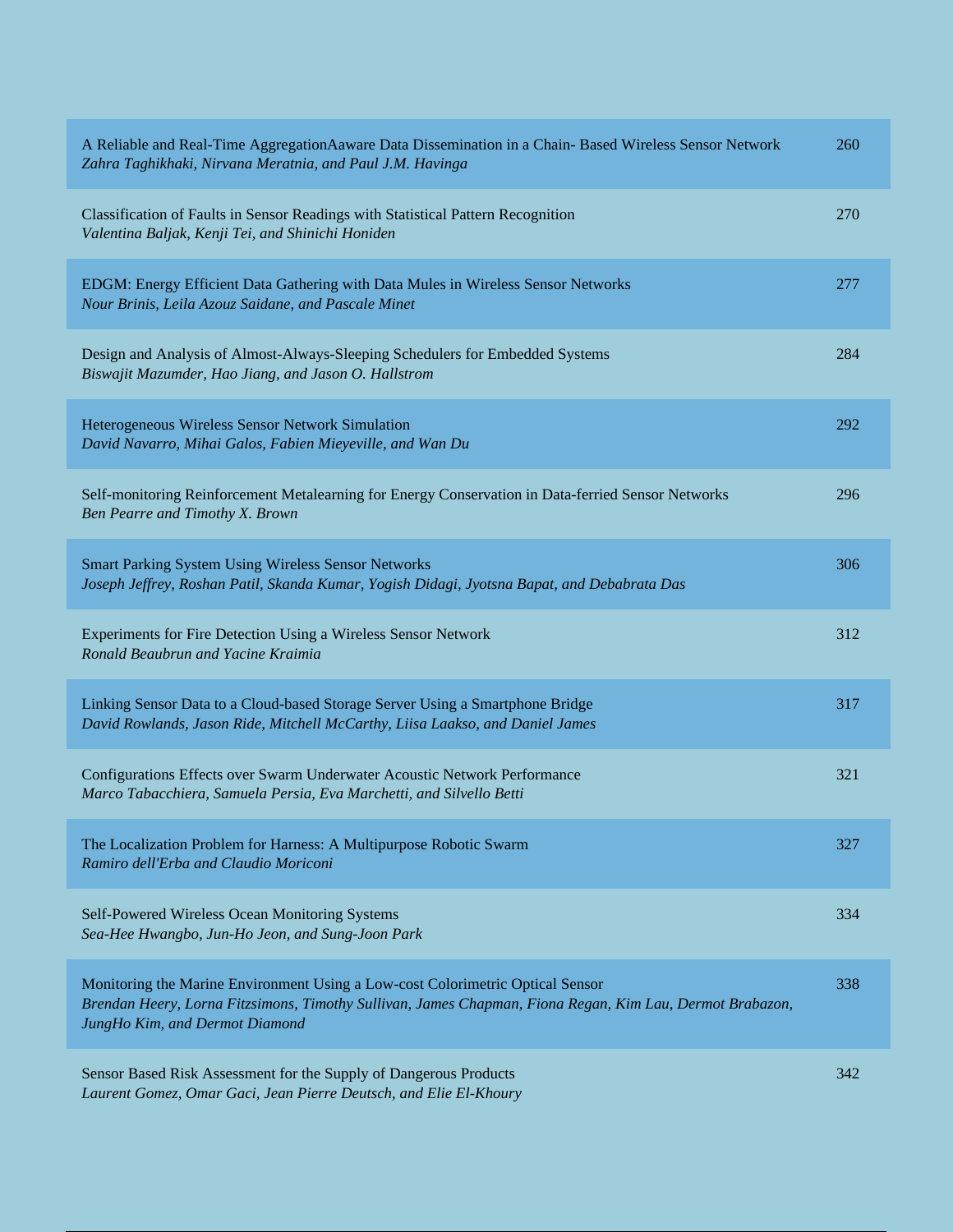A Reliable and Real-Time AggregationAaware Data Dissemination in a Chain- Based Wireless Sensor Network — 260
*Zahra Taghikhaki, Nirvana Meratnia, and Paul J.M. Havinga*

Classification of Faults in Sensor Readings with Statistical Pattern Recognition — 270
*Valentina Baljak, Kenji Tei, and Shinichi Honiden*

EDGM: Energy Efficient Data Gathering with Data Mules in Wireless Sensor Networks — 277
*Nour Brinis, Leila Azouz Saidane, and Pascale Minet*

Design and Analysis of Almost-Always-Sleeping Schedulers for Embedded Systems — 284
*Biswajit Mazumder, Hao Jiang, and Jason O. Hallstrom*

Heterogeneous Wireless Sensor Network Simulation — 292
*David Navarro, Mihai Galos, Fabien Mieyeville, and Wan Du*

Self-monitoring Reinforcement Metalearning for Energy Conservation in Data-ferried Sensor Networks — 296
*Ben Pearre and Timothy X. Brown*

Smart Parking System Using Wireless Sensor Networks — 306
*Joseph Jeffrey, Roshan Patil, Skanda Kumar, Yogish Didagi, Jyotsna Bapat, and Debabrata Das*

Experiments for Fire Detection Using a Wireless Sensor Network — 312
*Ronald Beaubrun and Yacine Kraimia*

Linking Sensor Data to a Cloud-based Storage Server Using a Smartphone Bridge — 317
*David Rowlands, Jason Ride, Mitchell McCarthy, Liisa Laakso, and Daniel James*

Configurations Effects over Swarm Underwater Acoustic Network Performance — 321
*Marco Tabacchiera, Samuela Persia, Eva Marchetti, and Silvello Betti*

The Localization Problem for Harness: A Multipurpose Robotic Swarm — 327
*Ramiro dell'Erba and Claudio Moriconi*

Self-Powered Wireless Ocean Monitoring Systems — 334
*Sea-Hee Hwangbo, Jun-Ho Jeon, and Sung-Joon Park*

Monitoring the Marine Environment Using a Low-cost Colorimetric Optical Sensor — 338
*Brendan Heery, Lorna Fitzsimons, Timothy Sullivan, James Chapman, Fiona Regan, Kim Lau, Dermot Brabazon, JungHo Kim, and Dermot Diamond*

Sensor Based Risk Assessment for the Supply of Dangerous Products — 342
*Laurent Gomez, Omar Gaci, Jean Pierre Deutsch, and Elie El-Khoury*